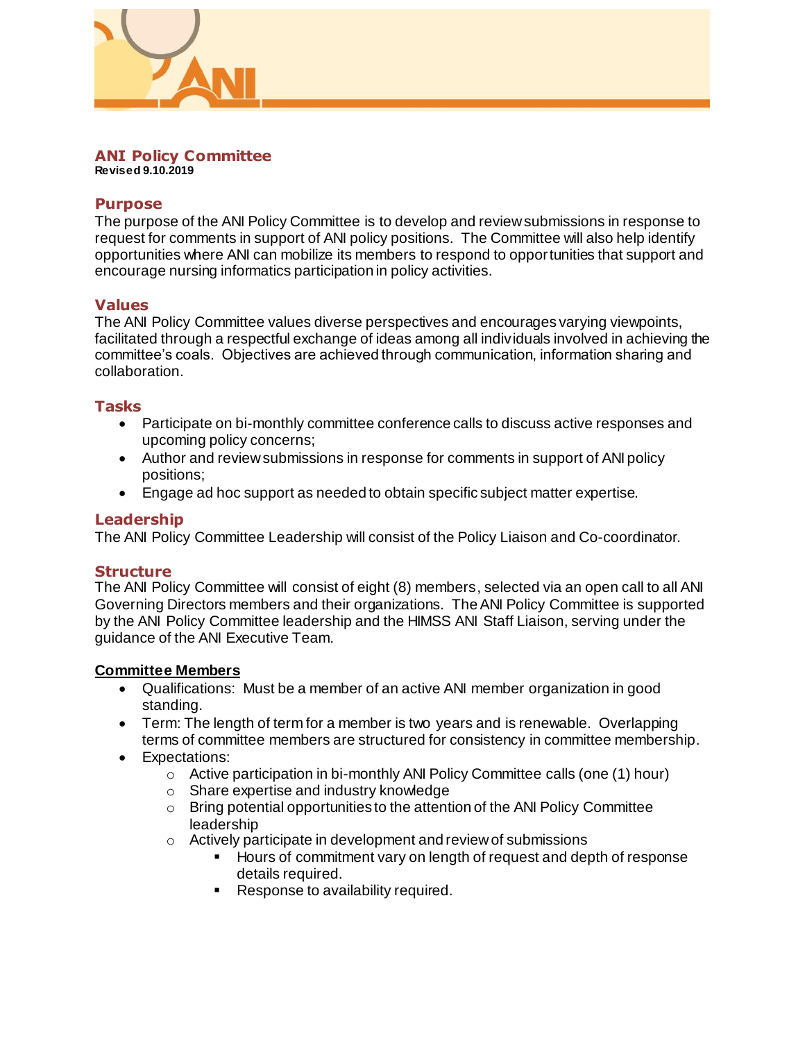# ANI Policy Committee

**Revised 9.10.2019**

## Purpose

The purpose of the ANI Policy Committee is to develop and review submissions in response to request for comments in support of ANI policy positions. The Committee will also help identify opportunities where ANI can mobilize its members to respond to opportunities that support and encourage nursing informatics participation in policy activities.

## Values

The ANI Policy Committee values diverse perspectives and encourages varying viewpoints, facilitated through a respectful exchange of ideas among all individuals involved in achieving the committee's coals. Objectives are achieved through communication, information sharing and collaboration.

## Tasks

- Participate on bi-monthly committee conference calls to discuss active responses and upcoming policy concerns;
- Author and review submissions in response for comments in support of ANI policy positions;
- Engage ad hoc support as needed to obtain specific subject matter expertise.

## Leadership

The ANI Policy Committee Leadership will consist of the Policy Liaison and Co-coordinator.

## Structure

The ANI Policy Committee will consist of eight (8) members, selected via an open call to all ANI Governing Directors members and their organizations. The ANI Policy Committee is supported by the ANI Policy Committee leadership and the HIMSS ANI Staff Liaison, serving under the guidance of the ANI Executive Team.

**Committee Members**

- Qualifications: Must be a member of an active ANI member organization in good standing.
- Term: The length of term for a member is two years and is renewable. Overlapping terms of committee members are structured for consistency in committee membership.
- Expectations:
  - Active participation in bi-monthly ANI Policy Committee calls (one (1) hour)
  - Share expertise and industry knowledge
  - Bring potential opportunities to the attention of the ANI Policy Committee leadership
  - Actively participate in development and review of submissions
    - Hours of commitment vary on length of request and depth of response details required.
    - Response to availability required.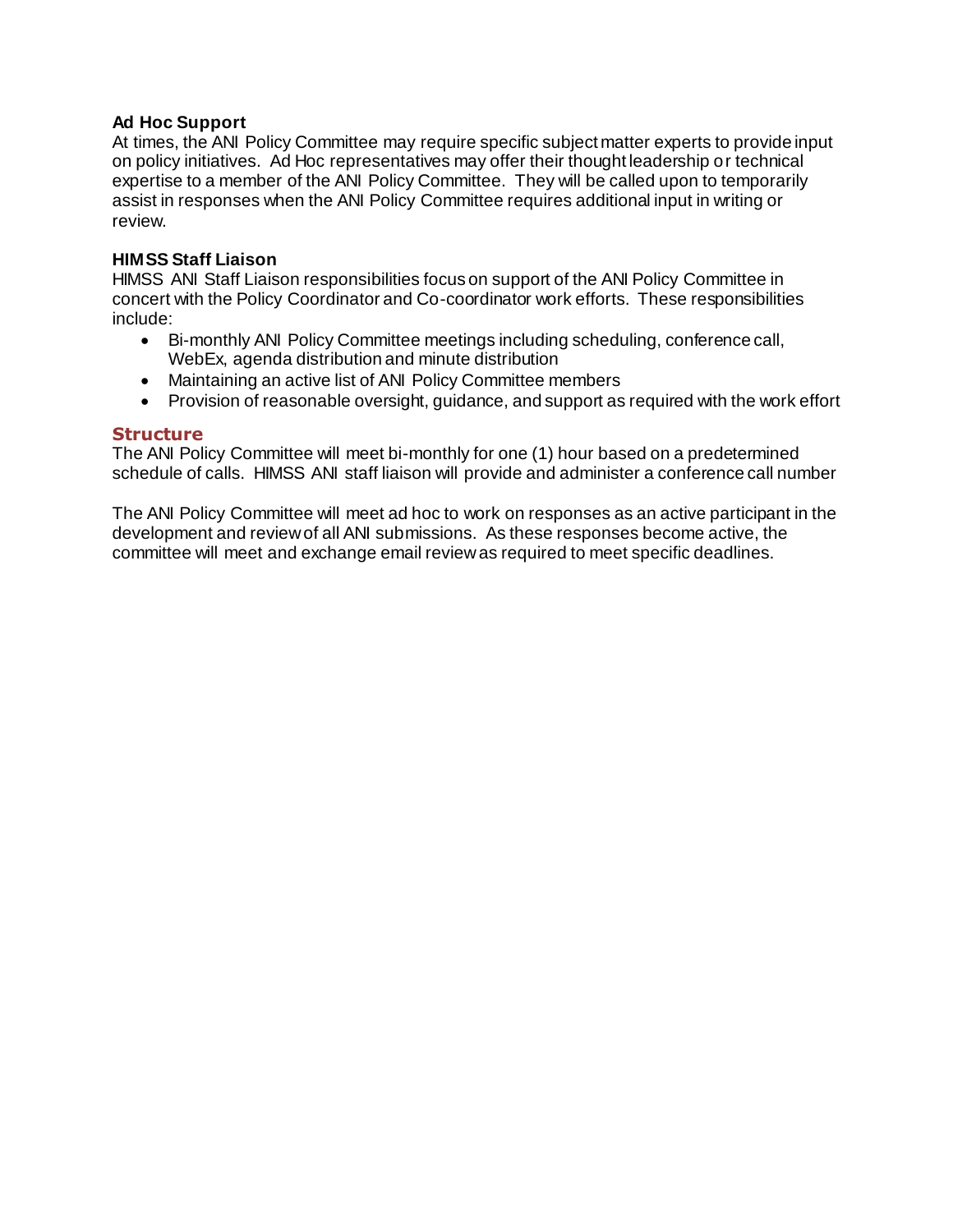**Ad Hoc Support**

At times, the ANI Policy Committee may require specific subject matter experts to provide input on policy initiatives. Ad Hoc representatives may offer their thought leadership or technical expertise to a member of the ANI Policy Committee. They will be called upon to temporarily assist in responses when the ANI Policy Committee requires additional input in writing or review.

**HIMSS Staff Liaison**

HIMSS ANI Staff Liaison responsibilities focus on support of the ANI Policy Committee in concert with the Policy Coordinator and Co-coordinator work efforts. These responsibilities include:

- Bi-monthly ANI Policy Committee meetings including scheduling, conference call, WebEx, agenda distribution and minute distribution
- Maintaining an active list of ANI Policy Committee members
- Provision of reasonable oversight, guidance, and support as required with the work effort

## Structure

The ANI Policy Committee will meet bi-monthly for one (1) hour based on a predetermined schedule of calls. HIMSS ANI staff liaison will provide and administer a conference call number

The ANI Policy Committee will meet ad hoc to work on responses as an active participant in the development and review of all ANI submissions. As these responses become active, the committee will meet and exchange email review as required to meet specific deadlines.